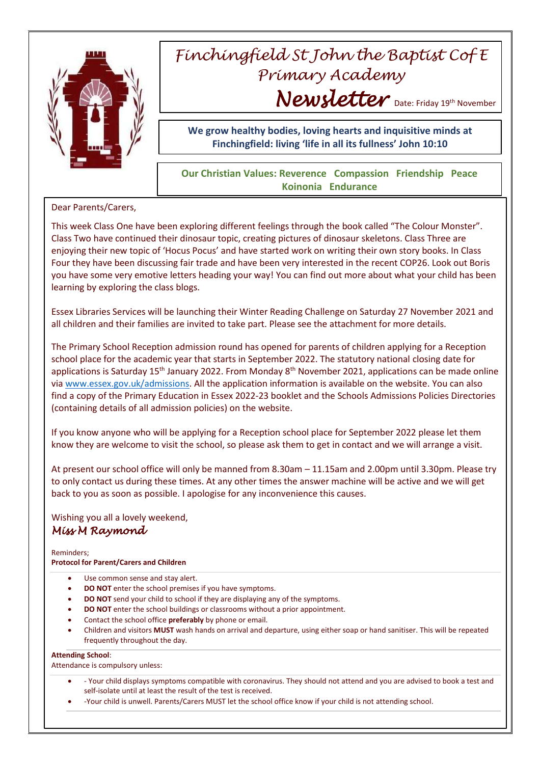# Finchingfield St John the Baptist C of E Primary Academy

## Newsletter

Date: Friday 19th November

**We grow healthy bodies, loving hearts and inquisitive minds at Finchingfield: living 'life in all its fullness' John 10:10**

**Our Christian Values: Reverence Compassion Friendship Peace Koinonia Endurance**

Dear Parents/Carers,

This week Class One have been exploring different feelings through the book called "The Colour Monster". Class Two have continued their dinosaur topic, creating pictures of dinosaur skeletons. Class Three are enjoying their new topic of 'Hocus Pocus' and have started work on writing their own story books. In Class Four they have been discussing fair trade and have been very interested in the recent COP26. Look out Boris you have some very emotive letters heading your way! You can find out more about what your child has been learning by exploring the class blogs.

Essex Libraries Services will be launching their Winter Reading Challenge on Saturday 27 November 2021 and all children and their families are invited to take part. Please see the attachment for more details.

The Primary School Reception admission round has opened for parents of children applying for a Reception school place for the academic year that starts in September 2022. The statutory national closing date for applications is Saturday 15th January 2022. From Monday 8th November 2021, applications can be made online via [www.essex.gov.uk/admissions](http://www.essex.gov.uk/admissions). All the application information is available on the website. You can also find a copy of the Primary Education in Essex 2022-23 booklet and the Schools Admissions Policies Directories (containing details of all admission policies) on the website.

If you know anyone who will be applying for a Reception school place for September 2022 please let them know they are welcome to visit the school, so please ask them to get in contact and we will arrange a visit.

At present our school office will only be manned from 8.30am – 11.15am and 2.00pm until 3.30pm. Please try to only contact us during these times. At any other times the answer machine will be active and we will get back to you as soon as possible. I apologise for any inconvenience this causes.

Wishing you all a lovely weekend,

*Miss M Raymond*

Reminders;

**Protocol for Parent/Carers and Children**

- Use common sense and stay alert.
- **DO NOT** enter the school premises if you have symptoms.
- **DO NOT** send your child to school if they are displaying any of the symptoms.
- **DO NOT** enter the school buildings or classrooms without a prior appointment.
- Contact the school office **preferably** by phone or email.
- Children and visitors **MUST** wash hands on arrival and departure, using either soap or hand sanitiser. This will be repeated frequently throughout the day.

**Attending School**:

Attendance is compulsory unless:

- - Your child displays symptoms compatible with coronavirus. They should not attend and you are advised to book a test and self-isolate until at least the result of the test is received.
- -Your child is unwell. Parents/Carers MUST let the school office know if your child is not attending school.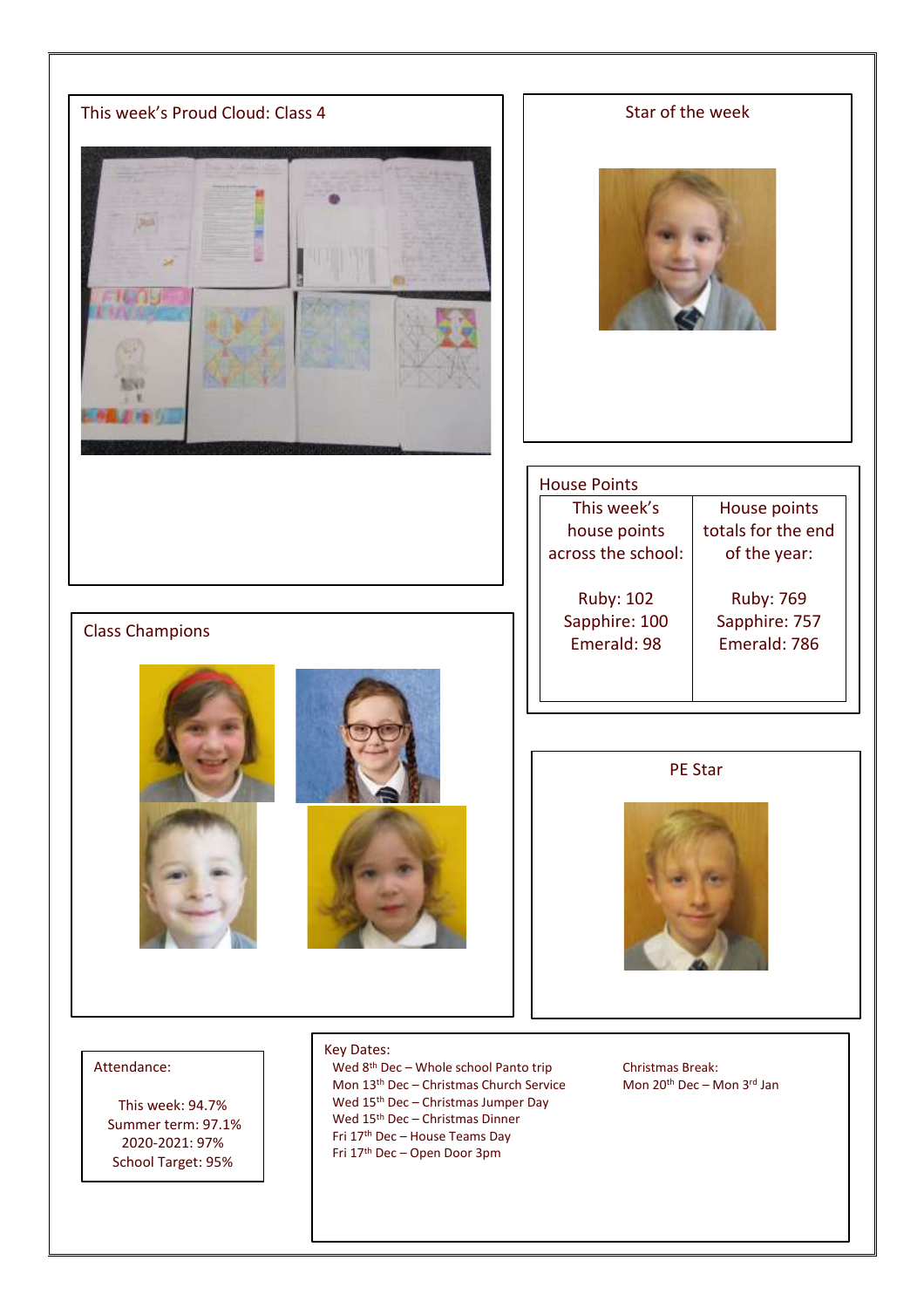## This week's Proud Cloud: Class 4

## Star of the week

## House Points

| This week's house points across the school: | House points totals for the end of the year: |
|---|---|
| Ruby: 102 | Ruby: 769 |
| Sapphire: 100 | Sapphire: 757 |
| Emerald: 98 | Emerald: 786 |

## Class Champions

## PE Star

## Attendance:

This week: 94.7%
Summer term: 97.1%
2020-2021: 97%
School Target: 95%

## Key Dates:

- Wed 8th Dec – Whole school Panto trip
- Mon 13th Dec – Christmas Church Service
- Wed 15th Dec – Christmas Jumper Day
- Wed 15th Dec – Christmas Dinner
- Fri 17th Dec – House Teams Day
- Fri 17th Dec – Open Door 3pm

Christmas Break:
Mon 20th Dec – Mon 3rd Jan